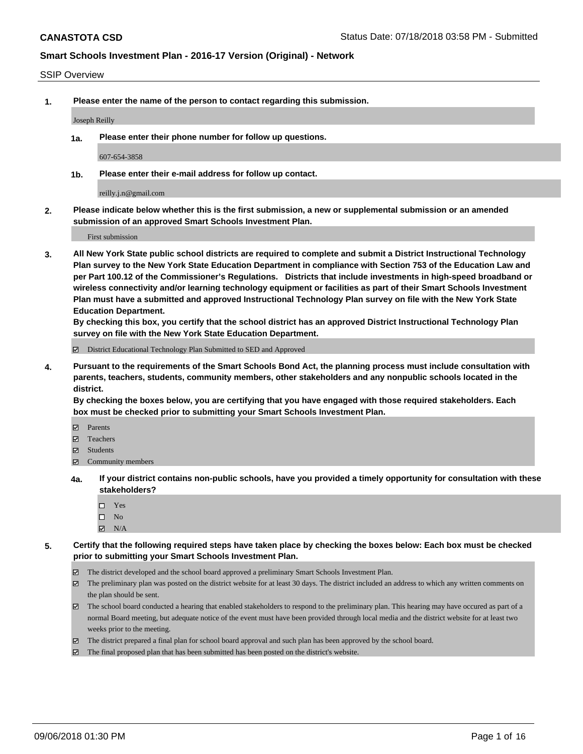**CANASTOTA CSD** Status Date: 07/18/2018 03:58 PM - Submitted

**Smart Schools Investment Plan - 2016-17 Version (Original) - Network**

SSIP Overview

1. **Please enter the name of the person to contact regarding this submission.**

   Joseph Reilly

   1a. **Please enter their phone number for follow up questions.**

   607-654-3858

   1b. **Please enter their e-mail address for follow up contact.**

   reilly.j.n@gmail.com

2. **Please indicate below whether this is the first submission, a new or supplemental submission or an amended submission of an approved Smart Schools Investment Plan.**

   First submission

3. **All New York State public school districts are required to complete and submit a District Instructional Technology Plan survey to the New York State Education Department in compliance with Section 753 of the Education Law and per Part 100.12 of the Commissioner's Regulations. Districts that include investments in high-speed broadband or wireless connectivity and/or learning technology equipment or facilities as part of their Smart Schools Investment Plan must have a submitted and approved Instructional Technology Plan survey on file with the New York State Education Department.**
   **By checking this box, you certify that the school district has an approved District Instructional Technology Plan survey on file with the New York State Education Department.**

   ☑ District Educational Technology Plan Submitted to SED and Approved

4. **Pursuant to the requirements of the Smart Schools Bond Act, the planning process must include consultation with parents, teachers, students, community members, other stakeholders and any nonpublic schools located in the district.**
   **By checking the boxes below, you are certifying that you have engaged with those required stakeholders. Each box must be checked prior to submitting your Smart Schools Investment Plan.**

   ☑ Parents
   ☑ Teachers
   ☑ Students
   ☑ Community members

   4a. **If your district contains non-public schools, have you provided a timely opportunity for consultation with these stakeholders?**

   ☐ Yes
   ☐ No
   ☑ N/A

5. **Certify that the following required steps have taken place by checking the boxes below: Each box must be checked prior to submitting your Smart Schools Investment Plan.**

   ☑ The district developed and the school board approved a preliminary Smart Schools Investment Plan.
   ☑ The preliminary plan was posted on the district website for at least 30 days. The district included an address to which any written comments on the plan should be sent.
   ☑ The school board conducted a hearing that enabled stakeholders to respond to the preliminary plan. This hearing may have occured as part of a normal Board meeting, but adequate notice of the event must have been provided through local media and the district website for at least two weeks prior to the meeting.
   ☑ The district prepared a final plan for school board approval and such plan has been approved by the school board.
   ☑ The final proposed plan that has been submitted has been posted on the district's website.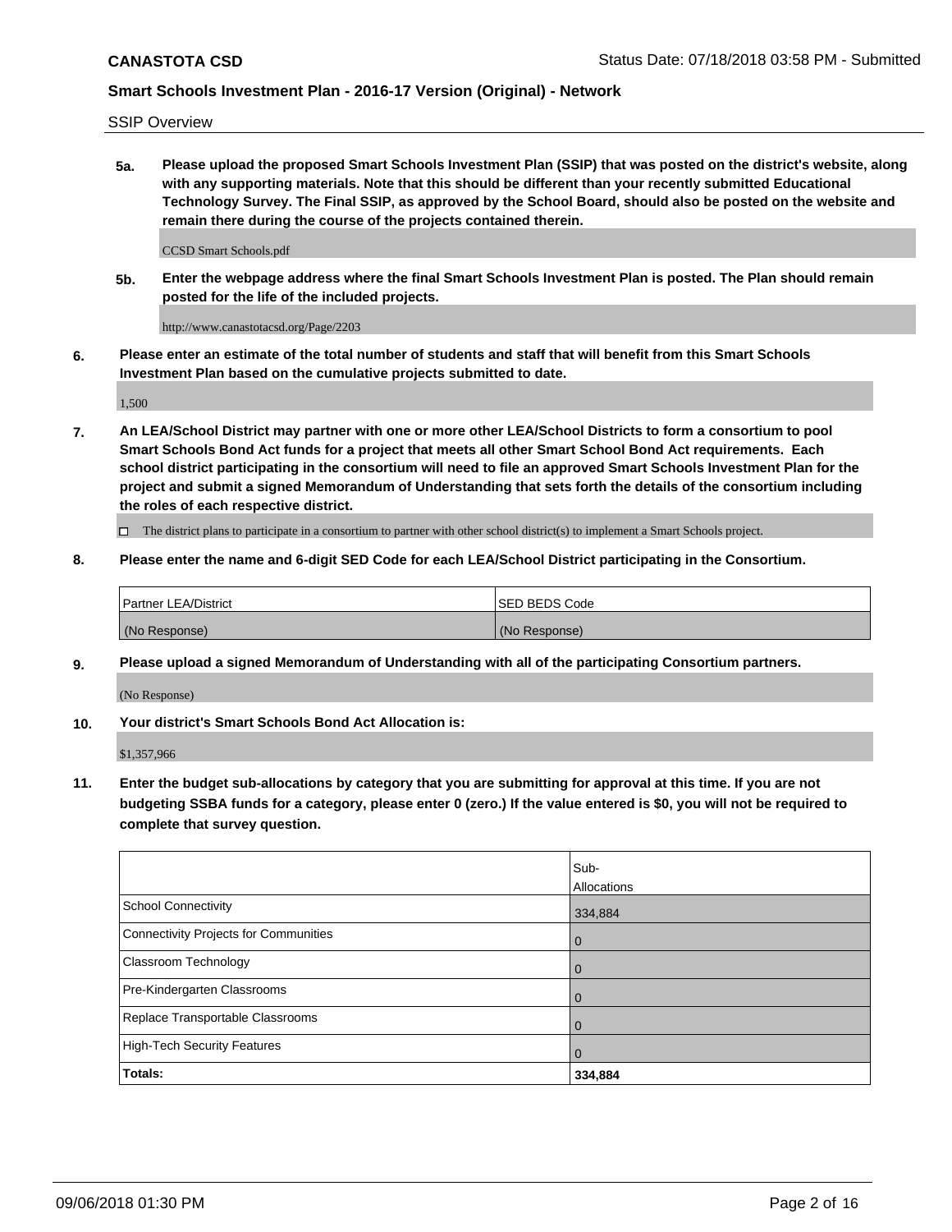**CANASTOTA CSD** Status Date: 07/18/2018 03:58 PM - Submitted

**Smart Schools Investment Plan - 2016-17 Version (Original) - Network**

SSIP Overview

**5a. Please upload the proposed Smart Schools Investment Plan (SSIP) that was posted on the district's website, along with any supporting materials. Note that this should be different than your recently submitted Educational Technology Survey. The Final SSIP, as approved by the School Board, should also be posted on the website and remain there during the course of the projects contained therein.**

CCSD Smart Schools.pdf

**5b. Enter the webpage address where the final Smart Schools Investment Plan is posted. The Plan should remain posted for the life of the included projects.**

http://www.canastotacsd.org/Page/2203

**6. Please enter an estimate of the total number of students and staff that will benefit from this Smart Schools Investment Plan based on the cumulative projects submitted to date.**

1,500

**7. An LEA/School District may partner with one or more other LEA/School Districts to form a consortium to pool Smart Schools Bond Act funds for a project that meets all other Smart School Bond Act requirements. Each school district participating in the consortium will need to file an approved Smart Schools Investment Plan for the project and submit a signed Memorandum of Understanding that sets forth the details of the consortium including the roles of each respective district.**

☐ The district plans to participate in a consortium to partner with other school district(s) to implement a Smart Schools project.

**8. Please enter the name and 6-digit SED Code for each LEA/School District participating in the Consortium.**

| Partner LEA/District | SED BEDS Code |
|---|---|
| (No Response) | (No Response) |

**9. Please upload a signed Memorandum of Understanding with all of the participating Consortium partners.**

(No Response)

**10. Your district's Smart Schools Bond Act Allocation is:**

$1,357,966

**11. Enter the budget sub-allocations by category that you are submitting for approval at this time. If you are not budgeting SSBA funds for a category, please enter 0 (zero.) If the value entered is $0, you will not be required to complete that survey question.**

| | Sub-Allocations |
|---|---|
| School Connectivity | 334,884 |
| Connectivity Projects for Communities | 0 |
| Classroom Technology | 0 |
| Pre-Kindergarten Classrooms | 0 |
| Replace Transportable Classrooms | 0 |
| High-Tech Security Features | 0 |
| **Totals:** | **334,884** |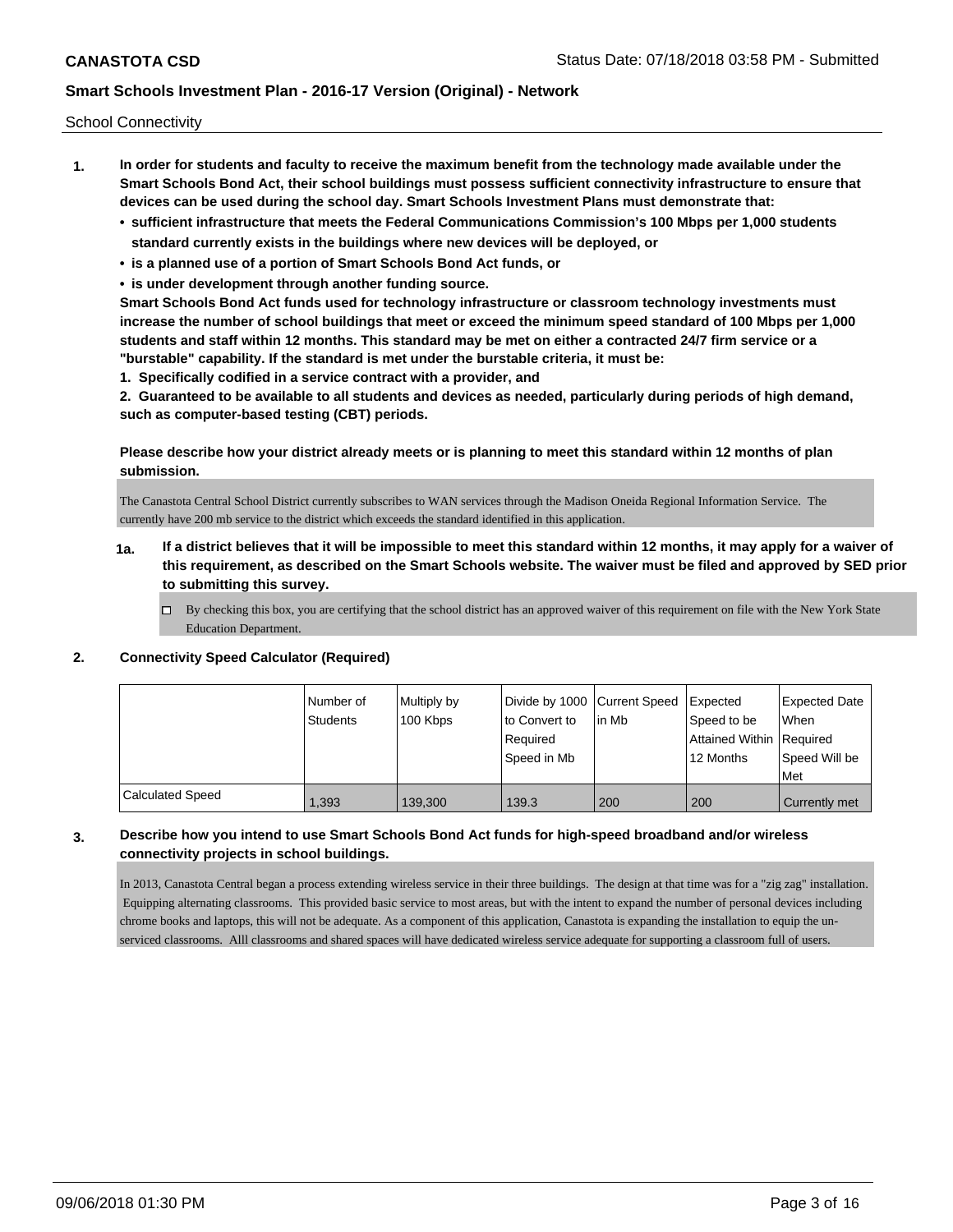School Connectivity

1. **In order for students and faculty to receive the maximum benefit from the technology made available under the Smart Schools Bond Act, their school buildings must possess sufficient connectivity infrastructure to ensure that devices can be used during the school day. Smart Schools Investment Plans must demonstrate that:**
   - **sufficient infrastructure that meets the Federal Communications Commission's 100 Mbps per 1,000 students standard currently exists in the buildings where new devices will be deployed, or**
   - **is a planned use of a portion of Smart Schools Bond Act funds, or**
   - **is under development through another funding source.**

   **Smart Schools Bond Act funds used for technology infrastructure or classroom technology investments must increase the number of school buildings that meet or exceed the minimum speed standard of 100 Mbps per 1,000 students and staff within 12 months. This standard may be met on either a contracted 24/7 firm service or a "burstable" capability. If the standard is met under the burstable criteria, it must be:**

   **1. Specifically codified in a service contract with a provider, and**

   **2. Guaranteed to be available to all students and devices as needed, particularly during periods of high demand, such as computer-based testing (CBT) periods.**

   **Please describe how your district already meets or is planning to meet this standard within 12 months of plan submission.**

   The Canastota Central School District currently subscribes to WAN services through the Madison Oneida Regional Information Service. The currently have 200 mb service to the district which exceeds the standard identified in this application.

   **1a. If a district believes that it will be impossible to meet this standard within 12 months, it may apply for a waiver of this requirement, as described on the Smart Schools website. The waiver must be filed and approved by SED prior to submitting this survey.**

   ☐ By checking this box, you are certifying that the school district has an approved waiver of this requirement on file with the New York State Education Department.

2. **Connectivity Speed Calculator (Required)**

| | Number of Students | Multiply by 100 Kbps | Divide by 1000 to Convert to Required Speed in Mb | Current Speed in Mb | Expected Speed to be Attained Within 12 Months | Expected Date When Required Speed Will be Met |
|---|---|---|---|---|---|---|
| Calculated Speed | 1,393 | 139,300 | 139.3 | 200 | 200 | Currently met |

3. **Describe how you intend to use Smart Schools Bond Act funds for high-speed broadband and/or wireless connectivity projects in school buildings.**

   In 2013, Canastota Central began a process extending wireless service in their three buildings. The design at that time was for a "zig zag" installation. Equipping alternating classrooms. This provided basic service to most areas, but with the intent to expand the number of personal devices including chrome books and laptops, this will not be adequate. As a component of this application, Canastota is expanding the installation to equip the un-serviced classrooms. Alll classrooms and shared spaces will have dedicated wireless service adequate for supporting a classroom full of users.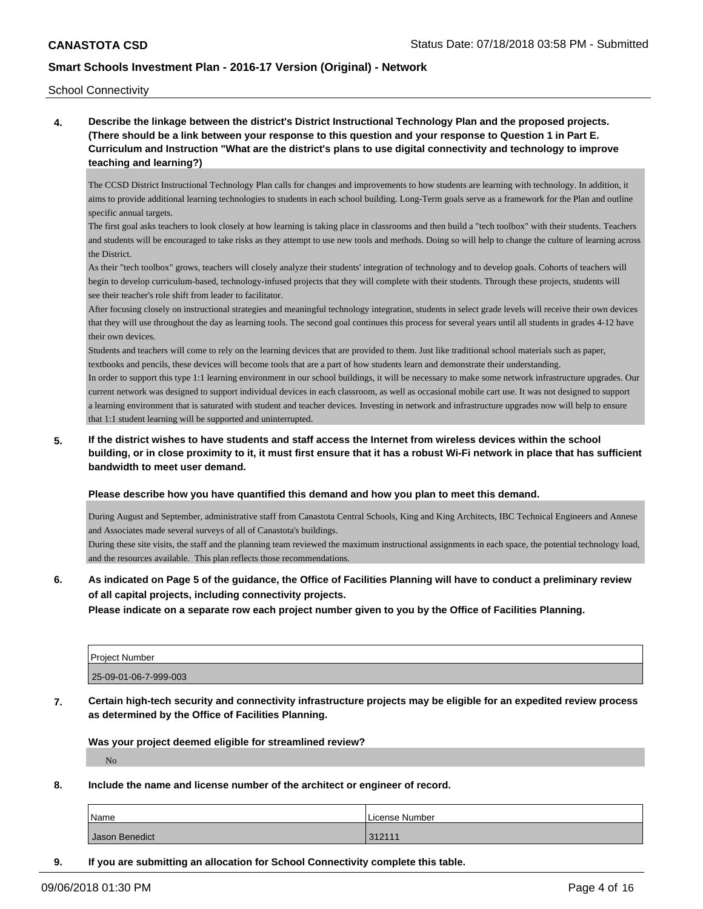School Connectivity

**4. Describe the linkage between the district's District Instructional Technology Plan and the proposed projects. (There should be a link between your response to this question and your response to Question 1 in Part E. Curriculum and Instruction "What are the district's plans to use digital connectivity and technology to improve teaching and learning?)**

The CCSD District Instructional Technology Plan calls for changes and improvements to how students are learning with technology. In addition, it aims to provide additional learning technologies to students in each school building. Long-Term goals serve as a framework for the Plan and outline specific annual targets.

The first goal asks teachers to look closely at how learning is taking place in classrooms and then build a "tech toolbox" with their students. Teachers and students will be encouraged to take risks as they attempt to use new tools and methods. Doing so will help to change the culture of learning across the District.

As their "tech toolbox" grows, teachers will closely analyze their students' integration of technology and to develop goals. Cohorts of teachers will begin to develop curriculum-based, technology-infused projects that they will complete with their students. Through these projects, students will see their teacher's role shift from leader to facilitator.

After focusing closely on instructional strategies and meaningful technology integration, students in select grade levels will receive their own devices that they will use throughout the day as learning tools. The second goal continues this process for several years until all students in grades 4-12 have their own devices.

Students and teachers will come to rely on the learning devices that are provided to them. Just like traditional school materials such as paper, textbooks and pencils, these devices will become tools that are a part of how students learn and demonstrate their understanding.

In order to support this type 1:1 learning environment in our school buildings, it will be necessary to make some network infrastructure upgrades. Our current network was designed to support individual devices in each classroom, as well as occasional mobile cart use. It was not designed to support a learning environment that is saturated with student and teacher devices. Investing in network and infrastructure upgrades now will help to ensure that 1:1 student learning will be supported and uninterrupted.

**5. If the district wishes to have students and staff access the Internet from wireless devices within the school building, or in close proximity to it, it must first ensure that it has a robust Wi-Fi network in place that has sufficient bandwidth to meet user demand.**

**Please describe how you have quantified this demand and how you plan to meet this demand.**

During August and September, administrative staff from Canastota Central Schools, King and King Architects, IBC Technical Engineers and Annese and Associates made several surveys of all of Canastota's buildings.

During these site visits, the staff and the planning team reviewed the maximum instructional assignments in each space, the potential technology load, and the resources available. This plan reflects those recommendations.

**6. As indicated on Page 5 of the guidance, the Office of Facilities Planning will have to conduct a preliminary review of all capital projects, including connectivity projects.**
**Please indicate on a separate row each project number given to you by the Office of Facilities Planning.**

| Project Number |
|---|
| 25-09-01-06-7-999-003 |

**7. Certain high-tech security and connectivity infrastructure projects may be eligible for an expedited review process as determined by the Office of Facilities Planning.**

**Was your project deemed eligible for streamlined review?**

No

**8. Include the name and license number of the architect or engineer of record.**

| Name | License Number |
|---|---|
| Jason Benedict | 312111 |

**9. If you are submitting an allocation for School Connectivity complete this table.**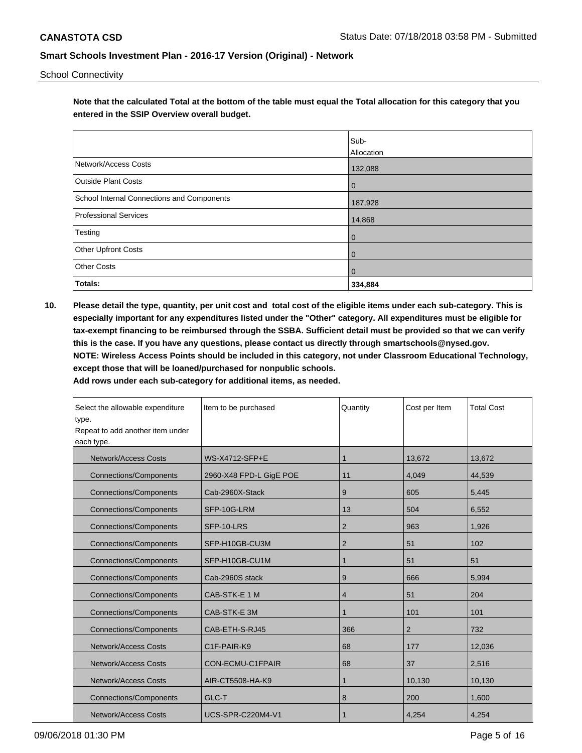School Connectivity

**Note that the calculated Total at the bottom of the table must equal the Total allocation for this category that you entered in the SSIP Overview overall budget.**

| | Sub-Allocation |
|---|---|
| Network/Access Costs | 132,088 |
| Outside Plant Costs | 0 |
| School Internal Connections and Components | 187,928 |
| Professional Services | 14,868 |
| Testing | 0 |
| Other Upfront Costs | 0 |
| Other Costs | 0 |
| **Totals:** | **334,884** |

**10. Please detail the type, quantity, per unit cost and total cost of the eligible items under each sub-category. This is especially important for any expenditures listed under the "Other" category. All expenditures must be eligible for tax-exempt financing to be reimbursed through the SSBA. Sufficient detail must be provided so that we can verify this is the case. If you have any questions, please contact us directly through smartschools@nysed.gov.**
**NOTE: Wireless Access Points should be included in this category, not under Classroom Educational Technology, except those that will be loaned/purchased for nonpublic schools.**
**Add rows under each sub-category for additional items, as needed.**

| Select the allowable expenditure type. Repeat to add another item under each type. | Item to be purchased | Quantity | Cost per Item | Total Cost |
|---|---|---|---|---|
| Network/Access Costs | WS-X4712-SFP+E | 1 | 13,672 | 13,672 |
| Connections/Components | 2960-X48 FPD-L GigE POE | 11 | 4,049 | 44,539 |
| Connections/Components | Cab-2960X-Stack | 9 | 605 | 5,445 |
| Connections/Components | SFP-10G-LRM | 13 | 504 | 6,552 |
| Connections/Components | SFP-10-LRS | 2 | 963 | 1,926 |
| Connections/Components | SFP-H10GB-CU3M | 2 | 51 | 102 |
| Connections/Components | SFP-H10GB-CU1M | 1 | 51 | 51 |
| Connections/Components | Cab-2960S stack | 9 | 666 | 5,994 |
| Connections/Components | CAB-STK-E 1 M | 4 | 51 | 204 |
| Connections/Components | CAB-STK-E 3M | 1 | 101 | 101 |
| Connections/Components | CAB-ETH-S-RJ45 | 366 | 2 | 732 |
| Network/Access Costs | C1F-PAIR-K9 | 68 | 177 | 12,036 |
| Network/Access Costs | CON-ECMU-C1FPAIR | 68 | 37 | 2,516 |
| Network/Access Costs | AIR-CT5508-HA-K9 | 1 | 10,130 | 10,130 |
| Connections/Components | GLC-T | 8 | 200 | 1,600 |
| Network/Access Costs | UCS-SPR-C220M4-V1 | 1 | 4,254 | 4,254 |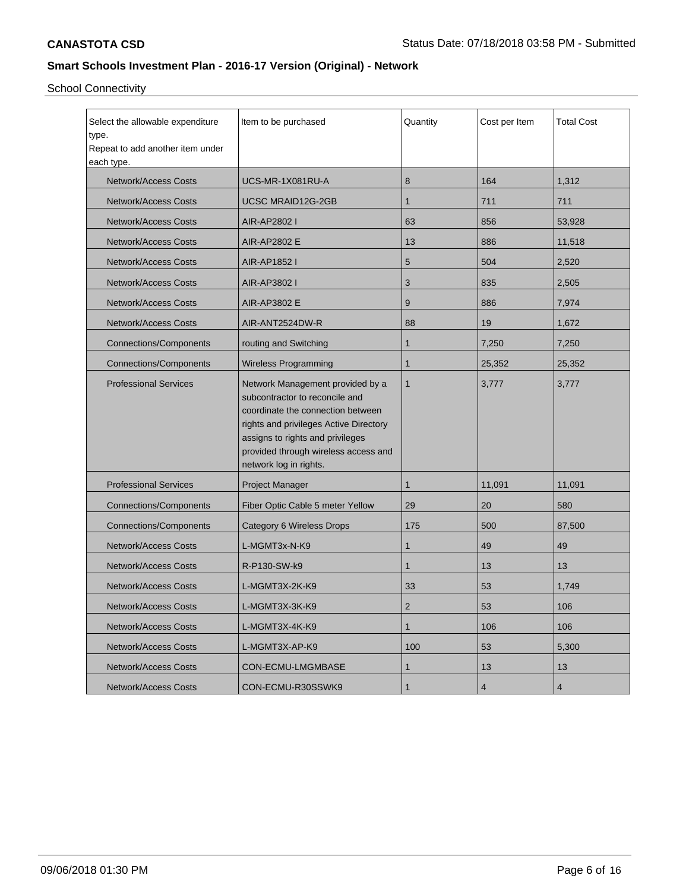School Connectivity

| Select the allowable expenditure type. Repeat to add another item under each type. | Item to be purchased | Quantity | Cost per Item | Total Cost |
|---|---|---|---|---|
| Network/Access Costs | UCS-MR-1X081RU-A | 8 | 164 | 1,312 |
| Network/Access Costs | UCSC MRAID12G-2GB | 1 | 711 | 711 |
| Network/Access Costs | AIR-AP2802 I | 63 | 856 | 53,928 |
| Network/Access Costs | AIR-AP2802 E | 13 | 886 | 11,518 |
| Network/Access Costs | AIR-AP1852 I | 5 | 504 | 2,520 |
| Network/Access Costs | AIR-AP3802 I | 3 | 835 | 2,505 |
| Network/Access Costs | AIR-AP3802 E | 9 | 886 | 7,974 |
| Network/Access Costs | AIR-ANT2524DW-R | 88 | 19 | 1,672 |
| Connections/Components | routing and Switching | 1 | 7,250 | 7,250 |
| Connections/Components | Wireless Programming | 1 | 25,352 | 25,352 |
| Professional Services | Network Management provided by a subcontractor to reconcile and coordinate the connection between rights and privileges Active Directory assigns to rights and privileges provided through wireless access and network log in rights. | 1 | 3,777 | 3,777 |
| Professional Services | Project Manager | 1 | 11,091 | 11,091 |
| Connections/Components | Fiber Optic Cable 5 meter Yellow | 29 | 20 | 580 |
| Connections/Components | Category 6 Wireless Drops | 175 | 500 | 87,500 |
| Network/Access Costs | L-MGMT3x-N-K9 | 1 | 49 | 49 |
| Network/Access Costs | R-P130-SW-k9 | 1 | 13 | 13 |
| Network/Access Costs | L-MGMT3X-2K-K9 | 33 | 53 | 1,749 |
| Network/Access Costs | L-MGMT3X-3K-K9 | 2 | 53 | 106 |
| Network/Access Costs | L-MGMT3X-4K-K9 | 1 | 106 | 106 |
| Network/Access Costs | L-MGMT3X-AP-K9 | 100 | 53 | 5,300 |
| Network/Access Costs | CON-ECMU-LMGMBASE | 1 | 13 | 13 |
| Network/Access Costs | CON-ECMU-R30SSWK9 | 1 | 4 | 4 |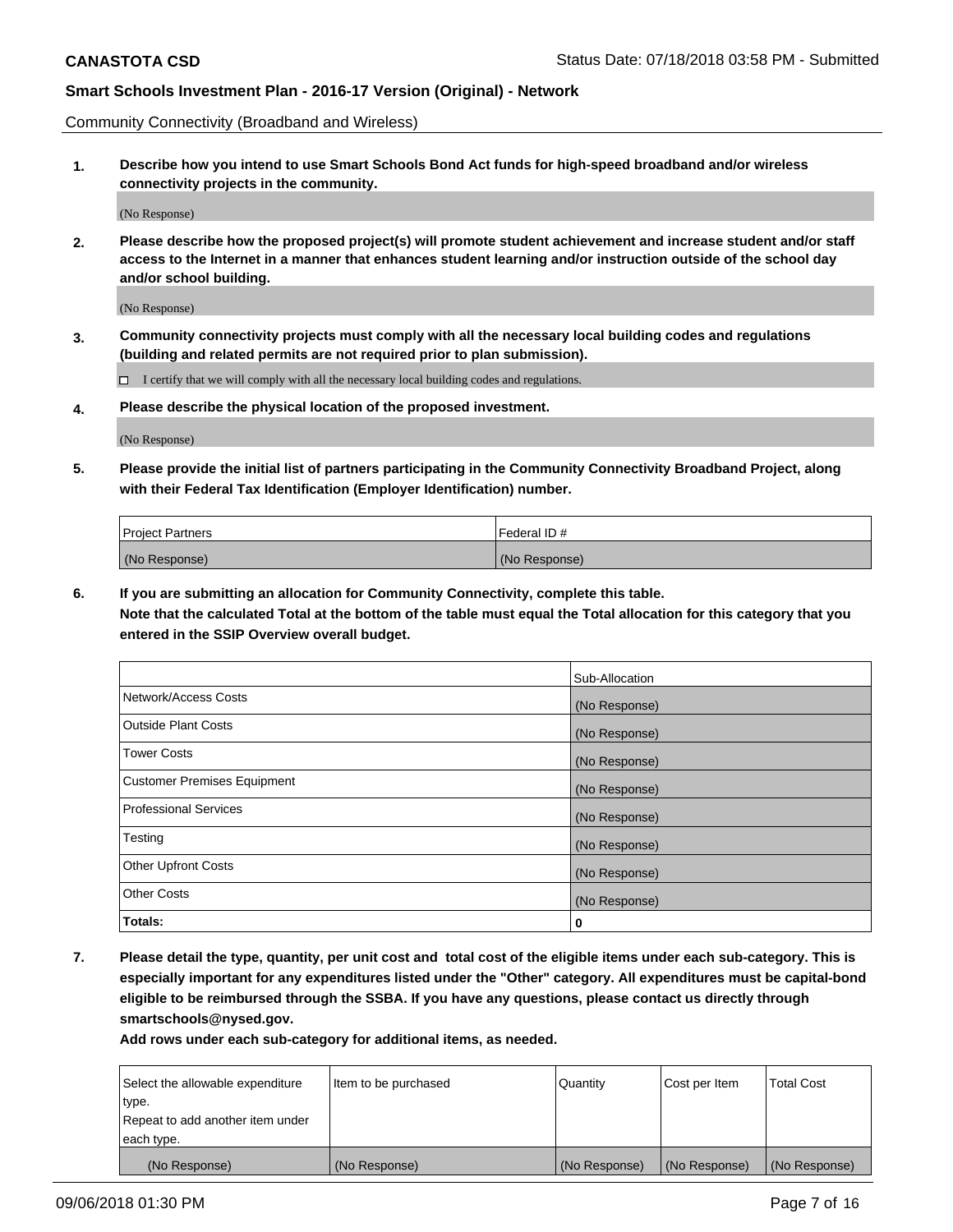Community Connectivity (Broadband and Wireless)

**1. Describe how you intend to use Smart Schools Bond Act funds for high-speed broadband and/or wireless connectivity projects in the community.**

(No Response)

**2. Please describe how the proposed project(s) will promote student achievement and increase student and/or staff access to the Internet in a manner that enhances student learning and/or instruction outside of the school day and/or school building.**

(No Response)

**3. Community connectivity projects must comply with all the necessary local building codes and regulations (building and related permits are not required prior to plan submission).**

☐ I certify that we will comply with all the necessary local building codes and regulations.

**4. Please describe the physical location of the proposed investment.**

(No Response)

**5. Please provide the initial list of partners participating in the Community Connectivity Broadband Project, along with their Federal Tax Identification (Employer Identification) number.**

| Project Partners | Federal ID # |
|---|---|
| (No Response) | (No Response) |

**6. If you are submitting an allocation for Community Connectivity, complete this table.**
**Note that the calculated Total at the bottom of the table must equal the Total allocation for this category that you entered in the SSIP Overview overall budget.**

| | Sub-Allocation |
|---|---|
| Network/Access Costs | (No Response) |
| Outside Plant Costs | (No Response) |
| Tower Costs | (No Response) |
| Customer Premises Equipment | (No Response) |
| Professional Services | (No Response) |
| Testing | (No Response) |
| Other Upfront Costs | (No Response) |
| Other Costs | (No Response) |
| **Totals:** | **0** |

**7. Please detail the type, quantity, per unit cost and total cost of the eligible items under each sub-category. This is especially important for any expenditures listed under the "Other" category. All expenditures must be capital-bond eligible to be reimbursed through the SSBA. If you have any questions, please contact us directly through smartschools@nysed.gov.**

**Add rows under each sub-category for additional items, as needed.**

| Select the allowable expenditure type. Repeat to add another item under each type. | Item to be purchased | Quantity | Cost per Item | Total Cost |
|---|---|---|---|---|
| (No Response) | (No Response) | (No Response) | (No Response) | (No Response) |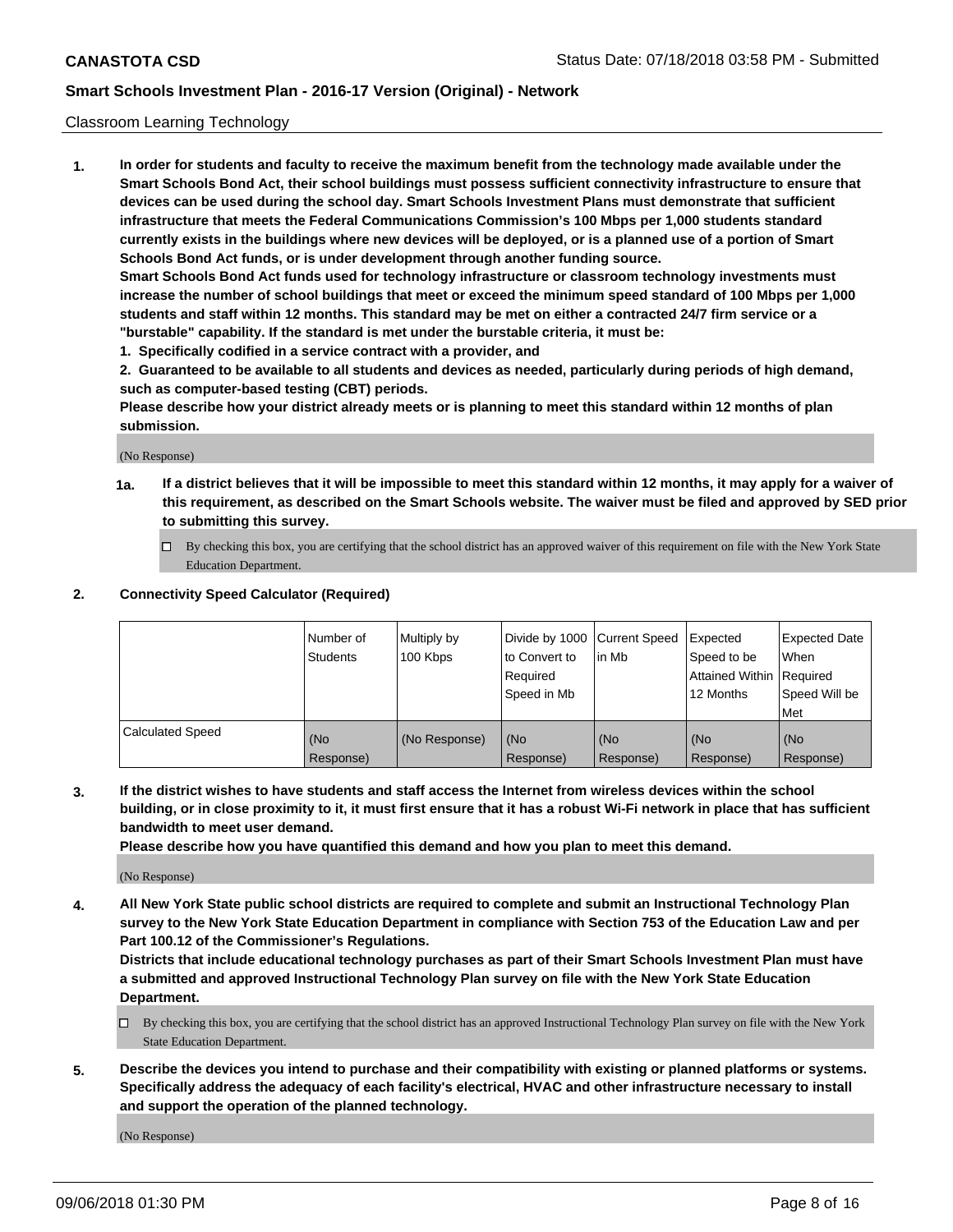Classroom Learning Technology

1. **In order for students and faculty to receive the maximum benefit from the technology made available under the Smart Schools Bond Act, their school buildings must possess sufficient connectivity infrastructure to ensure that devices can be used during the school day. Smart Schools Investment Plans must demonstrate that sufficient infrastructure that meets the Federal Communications Commission's 100 Mbps per 1,000 students standard currently exists in the buildings where new devices will be deployed, or is a planned use of a portion of Smart Schools Bond Act funds, or is under development through another funding source.**
   **Smart Schools Bond Act funds used for technology infrastructure or classroom technology investments must increase the number of school buildings that meet or exceed the minimum speed standard of 100 Mbps per 1,000 students and staff within 12 months. This standard may be met on either a contracted 24/7 firm service or a "burstable" capability. If the standard is met under the burstable criteria, it must be:**
   **1. Specifically codified in a service contract with a provider, and**
   **2. Guaranteed to be available to all students and devices as needed, particularly during periods of high demand, such as computer-based testing (CBT) periods.**
   **Please describe how your district already meets or is planning to meet this standard within 12 months of plan submission.**

   (No Response)

   **1a. If a district believes that it will be impossible to meet this standard within 12 months, it may apply for a waiver of this requirement, as described on the Smart Schools website. The waiver must be filed and approved by SED prior to submitting this survey.**

   ☐ By checking this box, you are certifying that the school district has an approved waiver of this requirement on file with the New York State Education Department.

2. **Connectivity Speed Calculator (Required)**

| | Number of Students | Multiply by 100 Kbps | Divide by 1000 to Convert to Required Speed in Mb | Current Speed in Mb | Expected Speed to be Attained Within 12 Months | Expected Date When Required Speed Will be Met |
|---|---|---|---|---|---|---|
| Calculated Speed | (No Response) | (No Response) | (No Response) | (No Response) | (No Response) | (No Response) |

3. **If the district wishes to have students and staff access the Internet from wireless devices within the school building, or in close proximity to it, it must first ensure that it has a robust Wi-Fi network in place that has sufficient bandwidth to meet user demand.**
   **Please describe how you have quantified this demand and how you plan to meet this demand.**

   (No Response)

4. **All New York State public school districts are required to complete and submit an Instructional Technology Plan survey to the New York State Education Department in compliance with Section 753 of the Education Law and per Part 100.12 of the Commissioner's Regulations.**
   **Districts that include educational technology purchases as part of their Smart Schools Investment Plan must have a submitted and approved Instructional Technology Plan survey on file with the New York State Education Department.**

   ☐ By checking this box, you are certifying that the school district has an approved Instructional Technology Plan survey on file with the New York State Education Department.

5. **Describe the devices you intend to purchase and their compatibility with existing or planned platforms or systems. Specifically address the adequacy of each facility's electrical, HVAC and other infrastructure necessary to install and support the operation of the planned technology.**

   (No Response)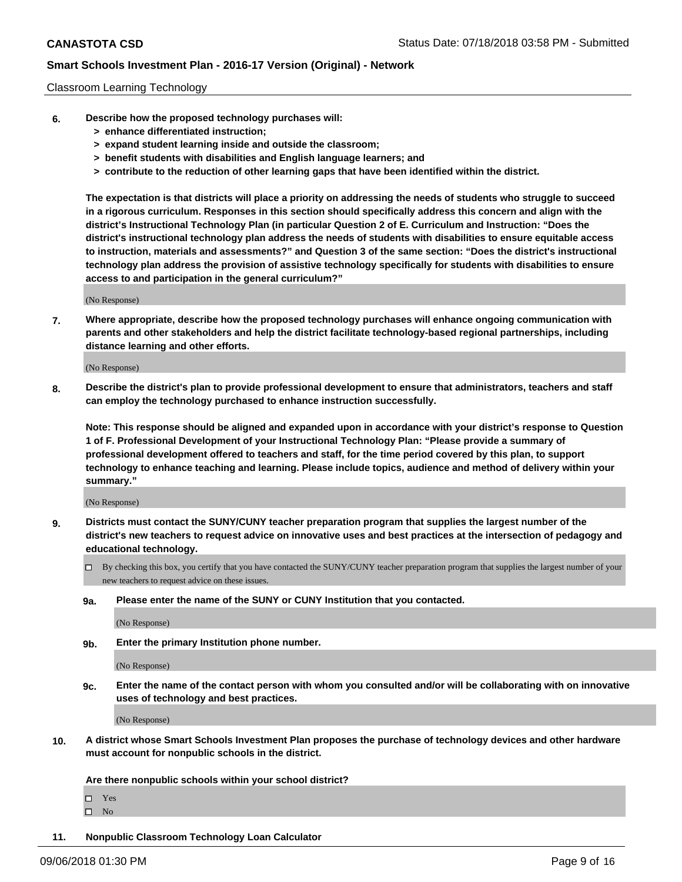Classroom Learning Technology

6. **Describe how the proposed technology purchases will:**
   - **> enhance differentiated instruction;**
   - **> expand student learning inside and outside the classroom;**
   - **> benefit students with disabilities and English language learners; and**
   - **> contribute to the reduction of other learning gaps that have been identified within the district.**

   **The expectation is that districts will place a priority on addressing the needs of students who struggle to succeed in a rigorous curriculum. Responses in this section should specifically address this concern and align with the district's Instructional Technology Plan (in particular Question 2 of E. Curriculum and Instruction: "Does the district's instructional technology plan address the needs of students with disabilities to ensure equitable access to instruction, materials and assessments?" and Question 3 of the same section: "Does the district's instructional technology plan address the provision of assistive technology specifically for students with disabilities to ensure access to and participation in the general curriculum?"**

   (No Response)

7. **Where appropriate, describe how the proposed technology purchases will enhance ongoing communication with parents and other stakeholders and help the district facilitate technology-based regional partnerships, including distance learning and other efforts.**

   (No Response)

8. **Describe the district's plan to provide professional development to ensure that administrators, teachers and staff can employ the technology purchased to enhance instruction successfully.**

   **Note: This response should be aligned and expanded upon in accordance with your district's response to Question 1 of F. Professional Development of your Instructional Technology Plan: "Please provide a summary of professional development offered to teachers and staff, for the time period covered by this plan, to support technology to enhance teaching and learning. Please include topics, audience and method of delivery within your summary."**

   (No Response)

9. **Districts must contact the SUNY/CUNY teacher preparation program that supplies the largest number of the district's new teachers to request advice on innovative uses and best practices at the intersection of pedagogy and educational technology.**

   ☐ By checking this box, you certify that you have contacted the SUNY/CUNY teacher preparation program that supplies the largest number of your new teachers to request advice on these issues.

   **9a. Please enter the name of the SUNY or CUNY Institution that you contacted.**

   (No Response)

   **9b. Enter the primary Institution phone number.**

   (No Response)

   **9c. Enter the name of the contact person with whom you consulted and/or will be collaborating with on innovative uses of technology and best practices.**

   (No Response)

10. **A district whose Smart Schools Investment Plan proposes the purchase of technology devices and other hardware must account for nonpublic schools in the district.**

    **Are there nonpublic schools within your school district?**

    ☐ Yes
    ☐ No

11. **Nonpublic Classroom Technology Loan Calculator**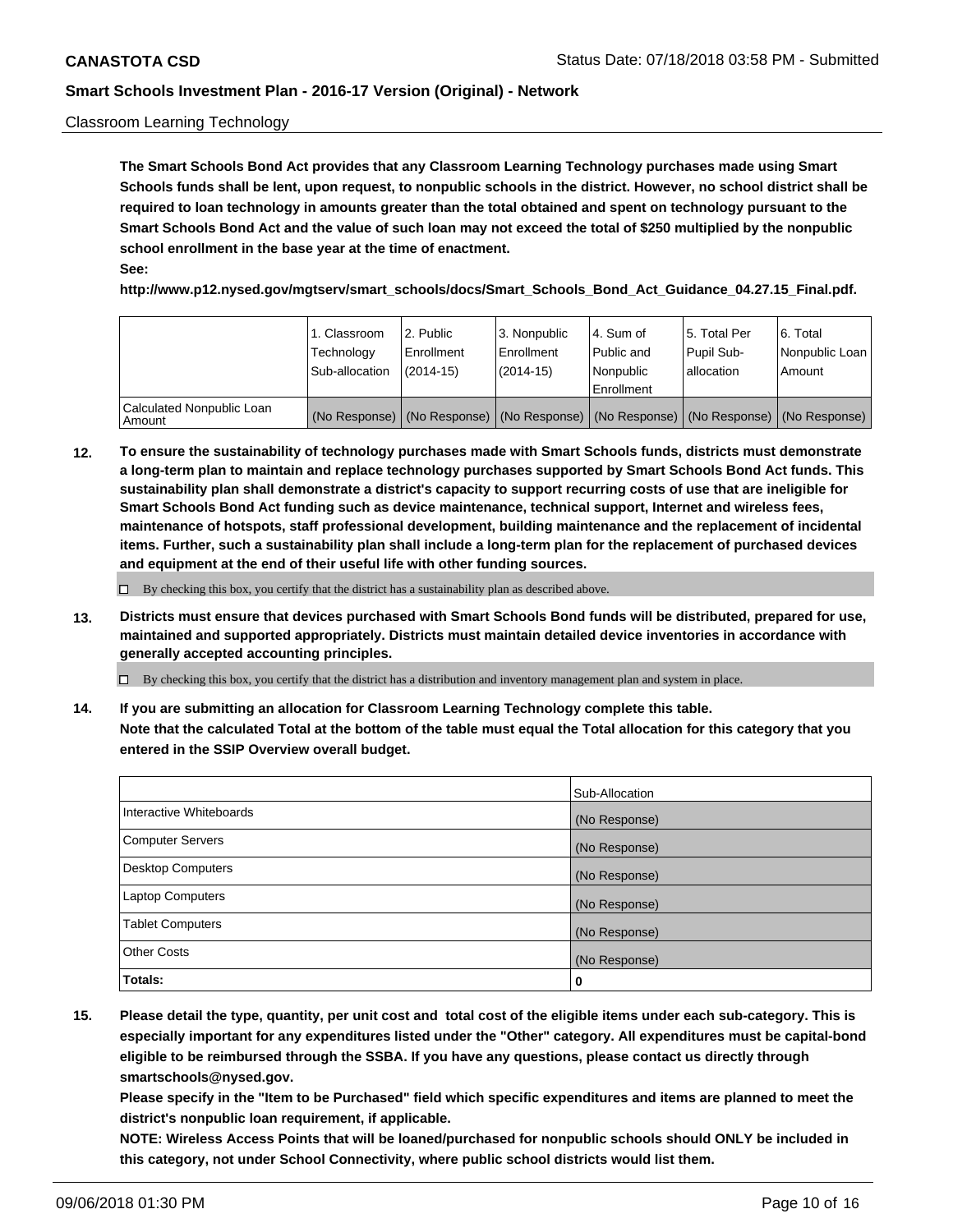Classroom Learning Technology

**The Smart Schools Bond Act provides that any Classroom Learning Technology purchases made using Smart Schools funds shall be lent, upon request, to nonpublic schools in the district. However, no school district shall be required to loan technology in amounts greater than the total obtained and spent on technology pursuant to the Smart Schools Bond Act and the value of such loan may not exceed the total of $250 multiplied by the nonpublic school enrollment in the base year at the time of enactment.**
**See:**
**http://www.p12.nysed.gov/mgtserv/smart_schools/docs/Smart_Schools_Bond_Act_Guidance_04.27.15_Final.pdf.**

| | 1. Classroom Technology Sub-allocation | 2. Public Enrollment (2014-15) | 3. Nonpublic Enrollment (2014-15) | 4. Sum of Public and Nonpublic Enrollment | 5. Total Per Pupil Sub-allocation | 6. Total Nonpublic Loan Amount |
|---|---|---|---|---|---|---|
| Calculated Nonpublic Loan Amount | (No Response) | (No Response) | (No Response) | (No Response) | (No Response) | (No Response) |

**12. To ensure the sustainability of technology purchases made with Smart Schools funds, districts must demonstrate a long-term plan to maintain and replace technology purchases supported by Smart Schools Bond Act funds. This sustainability plan shall demonstrate a district's capacity to support recurring costs of use that are ineligible for Smart Schools Bond Act funding such as device maintenance, technical support, Internet and wireless fees, maintenance of hotspots, staff professional development, building maintenance and the replacement of incidental items. Further, such a sustainability plan shall include a long-term plan for the replacement of purchased devices and equipment at the end of their useful life with other funding sources.**

☐ By checking this box, you certify that the district has a sustainability plan as described above.

**13. Districts must ensure that devices purchased with Smart Schools Bond funds will be distributed, prepared for use, maintained and supported appropriately. Districts must maintain detailed device inventories in accordance with generally accepted accounting principles.**

☐ By checking this box, you certify that the district has a distribution and inventory management plan and system in place.

**14. If you are submitting an allocation for Classroom Learning Technology complete this table.**
**Note that the calculated Total at the bottom of the table must equal the Total allocation for this category that you entered in the SSIP Overview overall budget.**

| | Sub-Allocation |
|---|---|
| Interactive Whiteboards | (No Response) |
| Computer Servers | (No Response) |
| Desktop Computers | (No Response) |
| Laptop Computers | (No Response) |
| Tablet Computers | (No Response) |
| Other Costs | (No Response) |
| **Totals:** | **0** |

**15. Please detail the type, quantity, per unit cost and total cost of the eligible items under each sub-category. This is especially important for any expenditures listed under the "Other" category. All expenditures must be capital-bond eligible to be reimbursed through the SSBA. If you have any questions, please contact us directly through smartschools@nysed.gov.**
**Please specify in the "Item to be Purchased" field which specific expenditures and items are planned to meet the district's nonpublic loan requirement, if applicable.**
**NOTE: Wireless Access Points that will be loaned/purchased for nonpublic schools should ONLY be included in this category, not under School Connectivity, where public school districts would list them.**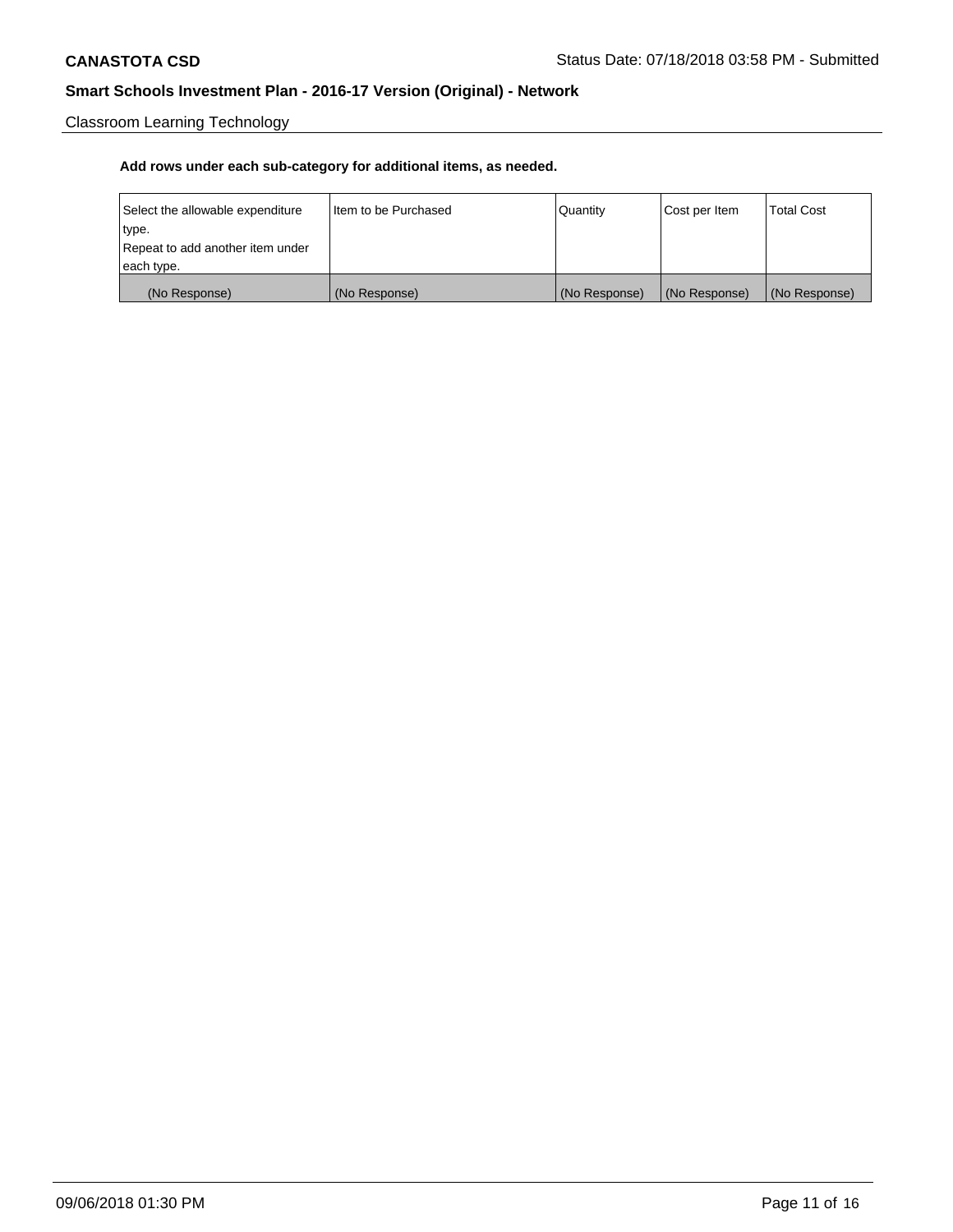Classroom Learning Technology

**Add rows under each sub-category for additional items, as needed.**

| Select the allowable expenditure type. Repeat to add another item under each type. | Item to be Purchased | Quantity | Cost per Item | Total Cost |
|---|---|---|---|---|
| (No Response) | (No Response) | (No Response) | (No Response) | (No Response) |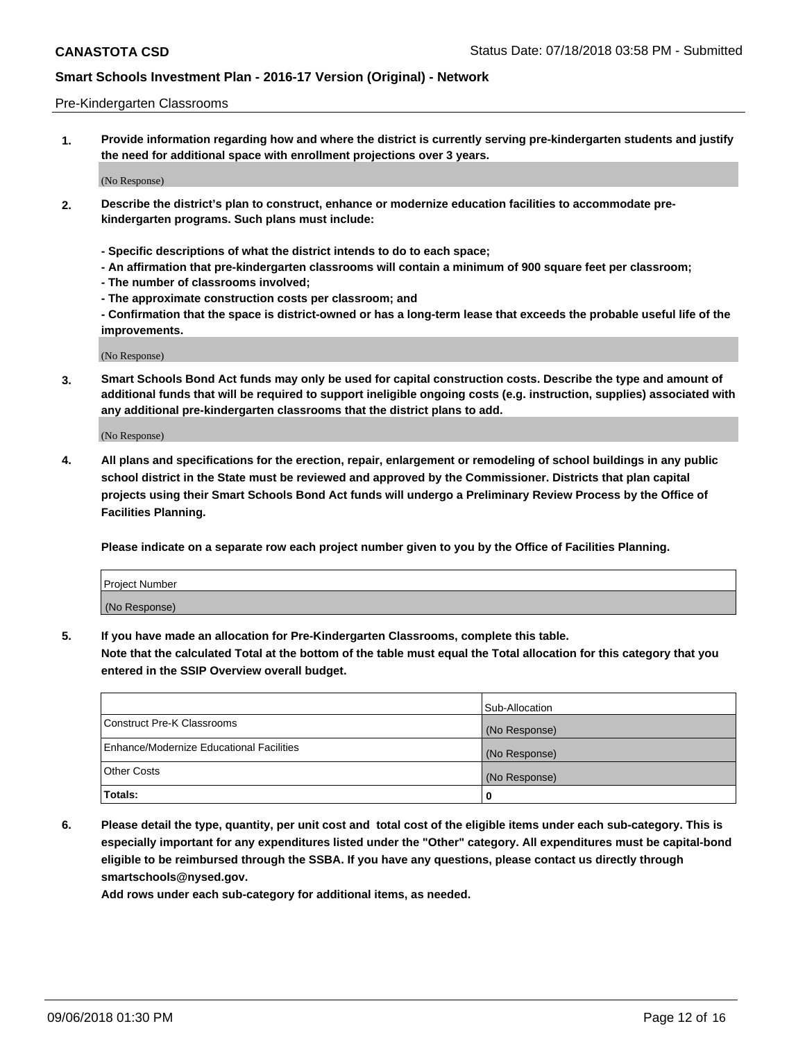Pre-Kindergarten Classrooms

**1. Provide information regarding how and where the district is currently serving pre-kindergarten students and justify the need for additional space with enrollment projections over 3 years.**

(No Response)

**2. Describe the district's plan to construct, enhance or modernize education facilities to accommodate pre-kindergarten programs. Such plans must include:**

**- Specific descriptions of what the district intends to do to each space;**
**- An affirmation that pre-kindergarten classrooms will contain a minimum of 900 square feet per classroom;**
**- The number of classrooms involved;**
**- The approximate construction costs per classroom; and**
**- Confirmation that the space is district-owned or has a long-term lease that exceeds the probable useful life of the improvements.**

(No Response)

**3. Smart Schools Bond Act funds may only be used for capital construction costs. Describe the type and amount of additional funds that will be required to support ineligible ongoing costs (e.g. instruction, supplies) associated with any additional pre-kindergarten classrooms that the district plans to add.**

(No Response)

**4. All plans and specifications for the erection, repair, enlargement or remodeling of school buildings in any public school district in the State must be reviewed and approved by the Commissioner. Districts that plan capital projects using their Smart Schools Bond Act funds will undergo a Preliminary Review Process by the Office of Facilities Planning.**

**Please indicate on a separate row each project number given to you by the Office of Facilities Planning.**

| Project Number |
|---|
| (No Response) |

**5. If you have made an allocation for Pre-Kindergarten Classrooms, complete this table.**
**Note that the calculated Total at the bottom of the table must equal the Total allocation for this category that you entered in the SSIP Overview overall budget.**

| | Sub-Allocation |
|---|---|
| Construct Pre-K Classrooms | (No Response) |
| Enhance/Modernize Educational Facilities | (No Response) |
| Other Costs | (No Response) |
| **Totals:** | **0** |

**6. Please detail the type, quantity, per unit cost and total cost of the eligible items under each sub-category. This is especially important for any expenditures listed under the "Other" category. All expenditures must be capital-bond eligible to be reimbursed through the SSBA. If you have any questions, please contact us directly through smartschools@nysed.gov.**
**Add rows under each sub-category for additional items, as needed.**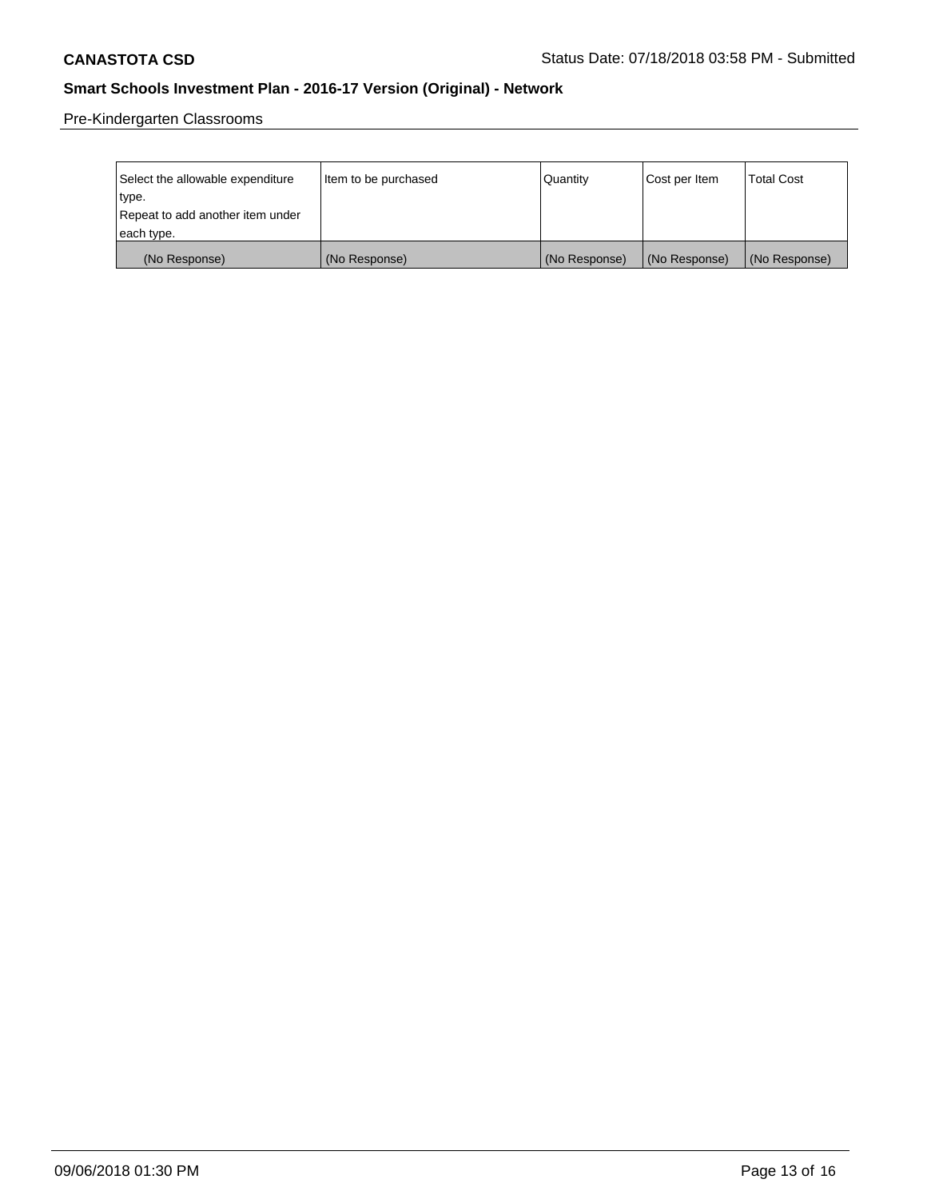Pre-Kindergarten Classrooms

| Select the allowable expenditure type. Repeat to add another item under each type. | Item to be purchased | Quantity | Cost per Item | Total Cost |
| --- | --- | --- | --- | --- |
| (No Response) | (No Response) | (No Response) | (No Response) | (No Response) |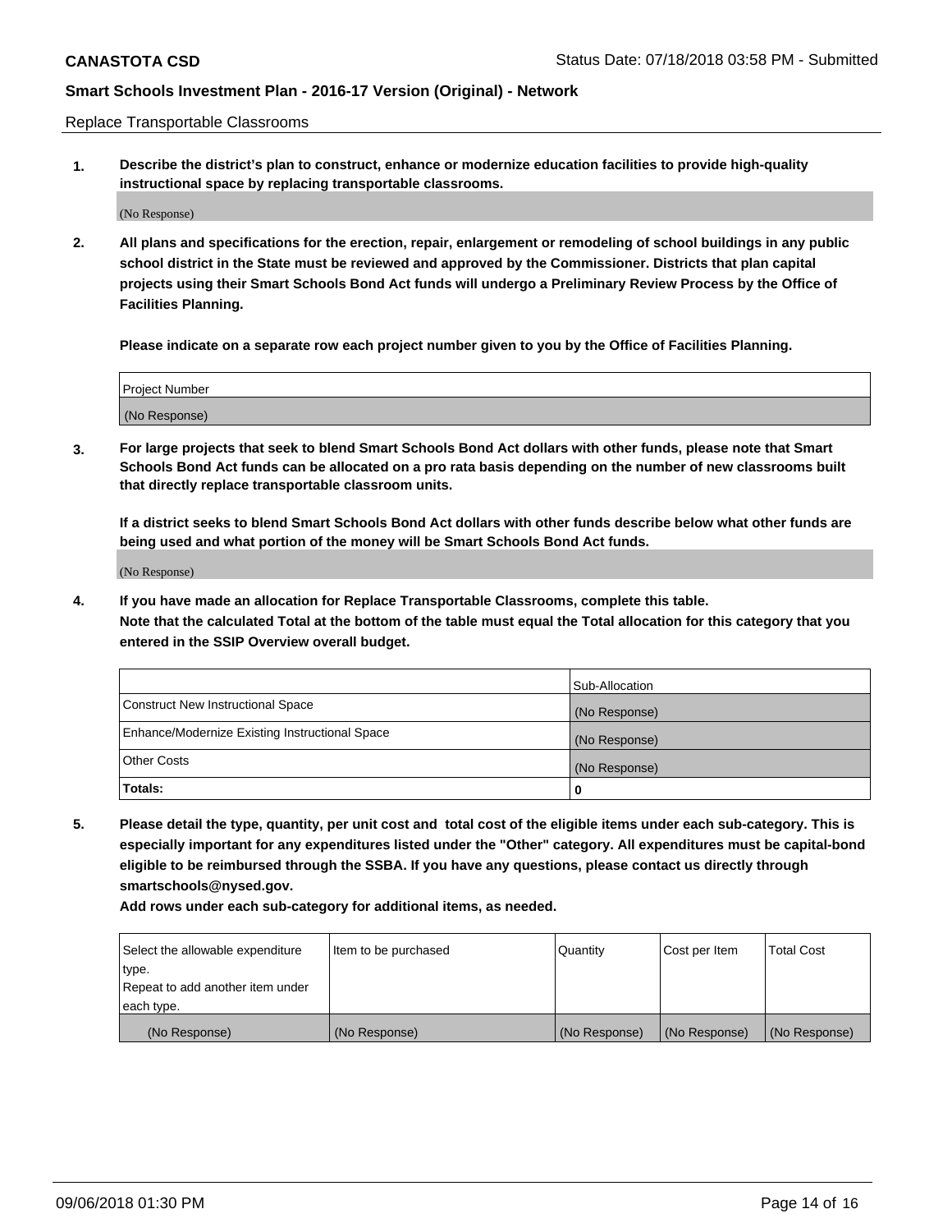Replace Transportable Classrooms

1. **Describe the district's plan to construct, enhance or modernize education facilities to provide high-quality instructional space by replacing transportable classrooms.**

(No Response)

2. **All plans and specifications for the erection, repair, enlargement or remodeling of school buildings in any public school district in the State must be reviewed and approved by the Commissioner. Districts that plan capital projects using their Smart Schools Bond Act funds will undergo a Preliminary Review Process by the Office of Facilities Planning.**

**Please indicate on a separate row each project number given to you by the Office of Facilities Planning.**

| Project Number |
| --- |
| (No Response) |

3. **For large projects that seek to blend Smart Schools Bond Act dollars with other funds, please note that Smart Schools Bond Act funds can be allocated on a pro rata basis depending on the number of new classrooms built that directly replace transportable classroom units.**

**If a district seeks to blend Smart Schools Bond Act dollars with other funds describe below what other funds are being used and what portion of the money will be Smart Schools Bond Act funds.**

(No Response)

4. **If you have made an allocation for Replace Transportable Classrooms, complete this table. Note that the calculated Total at the bottom of the table must equal the Total allocation for this category that you entered in the SSIP Overview overall budget.**

| | Sub-Allocation |
| --- | --- |
| Construct New Instructional Space | (No Response) |
| Enhance/Modernize Existing Instructional Space | (No Response) |
| Other Costs | (No Response) |
| **Totals:** | 0 |

5. **Please detail the type, quantity, per unit cost and total cost of the eligible items under each sub-category. This is especially important for any expenditures listed under the "Other" category. All expenditures must be capital-bond eligible to be reimbursed through the SSBA. If you have any questions, please contact us directly through smartschools@nysed.gov.**

**Add rows under each sub-category for additional items, as needed.**

| Select the allowable expenditure type. Repeat to add another item under each type. | Item to be purchased | Quantity | Cost per Item | Total Cost |
| --- | --- | --- | --- | --- |
| (No Response) | (No Response) | (No Response) | (No Response) | (No Response) |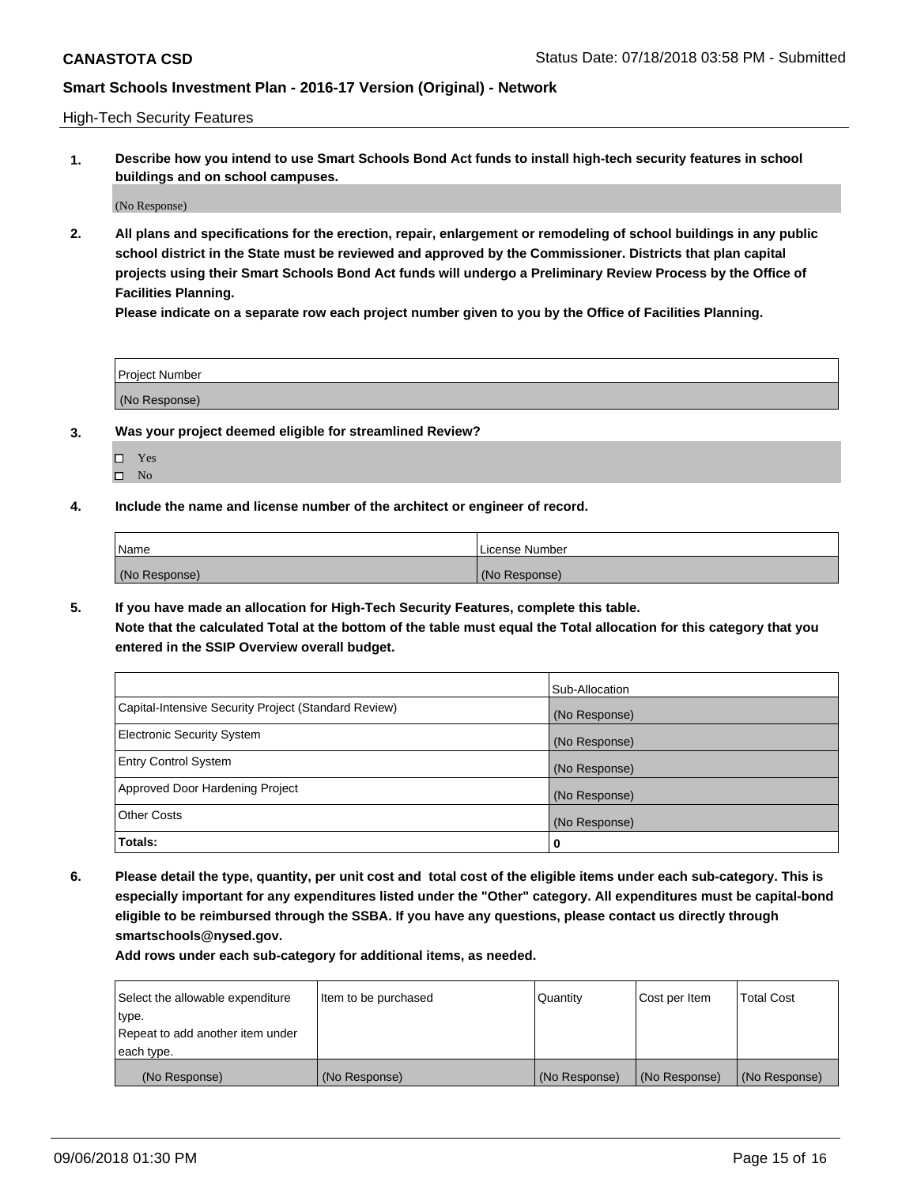High-Tech Security Features

**1. Describe how you intend to use Smart Schools Bond Act funds to install high-tech security features in school buildings and on school campuses.**

(No Response)

**2. All plans and specifications for the erection, repair, enlargement or remodeling of school buildings in any public school district in the State must be reviewed and approved by the Commissioner. Districts that plan capital projects using their Smart Schools Bond Act funds will undergo a Preliminary Review Process by the Office of Facilities Planning.**

**Please indicate on a separate row each project number given to you by the Office of Facilities Planning.**

| Project Number |
| --- |
| (No Response) |

**3. Was your project deemed eligible for streamlined Review?**

- ☐ Yes
- ☐ No

**4. Include the name and license number of the architect or engineer of record.**

| Name | License Number |
| --- | --- |
| (No Response) | (No Response) |

**5. If you have made an allocation for High-Tech Security Features, complete this table.**
**Note that the calculated Total at the bottom of the table must equal the Total allocation for this category that you entered in the SSIP Overview overall budget.**

| | Sub-Allocation |
| --- | --- |
| Capital-Intensive Security Project (Standard Review) | (No Response) |
| Electronic Security System | (No Response) |
| Entry Control System | (No Response) |
| Approved Door Hardening Project | (No Response) |
| Other Costs | (No Response) |
| **Totals:** | **0** |

**6. Please detail the type, quantity, per unit cost and total cost of the eligible items under each sub-category. This is especially important for any expenditures listed under the "Other" category. All expenditures must be capital-bond eligible to be reimbursed through the SSBA. If you have any questions, please contact us directly through smartschools@nysed.gov.**

**Add rows under each sub-category for additional items, as needed.**

| Select the allowable expenditure type. Repeat to add another item under each type. | Item to be purchased | Quantity | Cost per Item | Total Cost |
| --- | --- | --- | --- | --- |
| (No Response) | (No Response) | (No Response) | (No Response) | (No Response) |